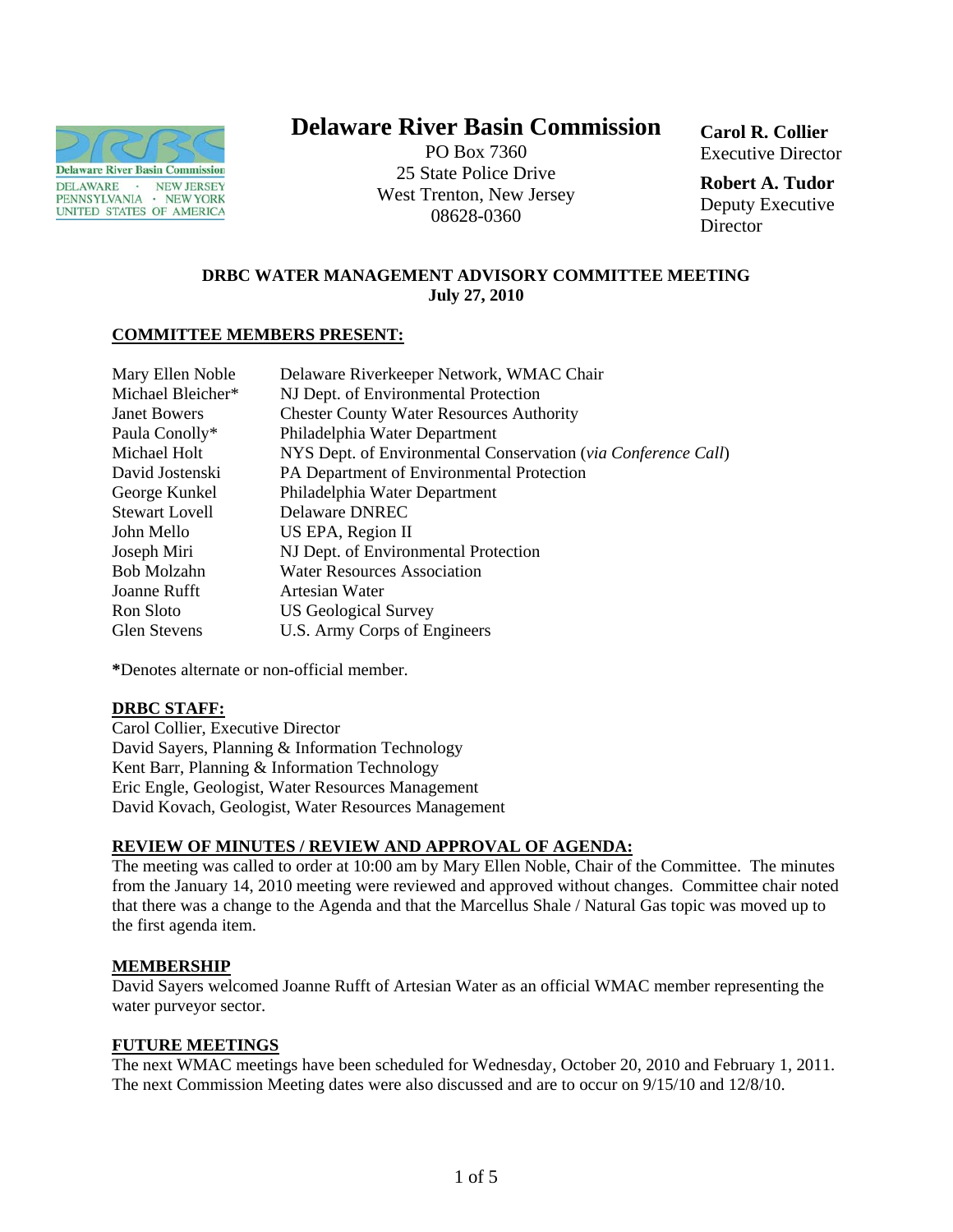# Delaware River Basin Commission

PO Box 7360
25 State Police Drive
West Trenton, New Jersey
08628-0360

**Carol R. Collier**
Executive Director

**Robert A. Tudor**
Deputy Executive Director

**DRBC WATER MANAGEMENT ADVISORY COMMITTEE MEETING**
**July 27, 2010**

**COMMITTEE MEMBERS PRESENT:**

| | |
|---|---|
| Mary Ellen Noble | Delaware Riverkeeper Network, WMAC Chair |
| Michael Bleicher* | NJ Dept. of Environmental Protection |
| Janet Bowers | Chester County Water Resources Authority |
| Paula Conolly* | Philadelphia Water Department |
| Michael Holt | NYS Dept. of Environmental Conservation (*via Conference Call*) |
| David Jostenski | PA Department of Environmental Protection |
| George Kunkel | Philadelphia Water Department |
| Stewart Lovell | Delaware DNREC |
| John Mello | US EPA, Region II |
| Joseph Miri | NJ Dept. of Environmental Protection |
| Bob Molzahn | Water Resources Association |
| Joanne Rufft | Artesian Water |
| Ron Sloto | US Geological Survey |
| Glen Stevens | U.S. Army Corps of Engineers |

**\***Denotes alternate or non-official member.

**DRBC STAFF:**
Carol Collier, Executive Director
David Sayers, Planning & Information Technology
Kent Barr, Planning & Information Technology
Eric Engle, Geologist, Water Resources Management
David Kovach, Geologist, Water Resources Management

**REVIEW OF MINUTES / REVIEW AND APPROVAL OF AGENDA:**
The meeting was called to order at 10:00 am by Mary Ellen Noble, Chair of the Committee. The minutes from the January 14, 2010 meeting were reviewed and approved without changes. Committee chair noted that there was a change to the Agenda and that the Marcellus Shale / Natural Gas topic was moved up to the first agenda item.

**MEMBERSHIP**
David Sayers welcomed Joanne Rufft of Artesian Water as an official WMAC member representing the water purveyor sector.

**FUTURE MEETINGS**
The next WMAC meetings have been scheduled for Wednesday, October 20, 2010 and February 1, 2011. The next Commission Meeting dates were also discussed and are to occur on 9/15/10 and 12/8/10.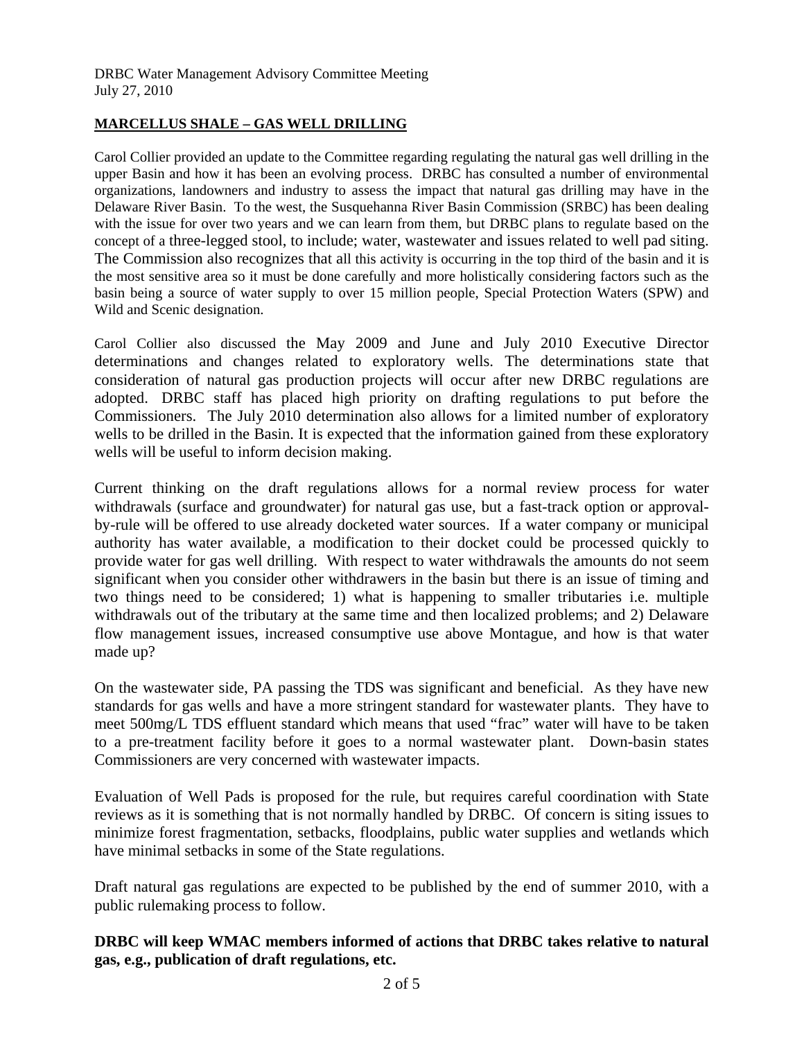**MARCELLUS SHALE – GAS WELL DRILLING**

Carol Collier provided an update to the Committee regarding regulating the natural gas well drilling in the upper Basin and how it has been an evolving process. DRBC has consulted a number of environmental organizations, landowners and industry to assess the impact that natural gas drilling may have in the Delaware River Basin. To the west, the Susquehanna River Basin Commission (SRBC) has been dealing with the issue for over two years and we can learn from them, but DRBC plans to regulate based on the concept of a three-legged stool, to include; water, wastewater and issues related to well pad siting. The Commission also recognizes that all this activity is occurring in the top third of the basin and it is the most sensitive area so it must be done carefully and more holistically considering factors such as the basin being a source of water supply to over 15 million people, Special Protection Waters (SPW) and Wild and Scenic designation.

Carol Collier also discussed the May 2009 and June and July 2010 Executive Director determinations and changes related to exploratory wells. The determinations state that consideration of natural gas production projects will occur after new DRBC regulations are adopted. DRBC staff has placed high priority on drafting regulations to put before the Commissioners. The July 2010 determination also allows for a limited number of exploratory wells to be drilled in the Basin. It is expected that the information gained from these exploratory wells will be useful to inform decision making.

Current thinking on the draft regulations allows for a normal review process for water withdrawals (surface and groundwater) for natural gas use, but a fast-track option or approval-by-rule will be offered to use already docketed water sources. If a water company or municipal authority has water available, a modification to their docket could be processed quickly to provide water for gas well drilling. With respect to water withdrawals the amounts do not seem significant when you consider other withdrawers in the basin but there is an issue of timing and two things need to be considered; 1) what is happening to smaller tributaries i.e. multiple withdrawals out of the tributary at the same time and then localized problems; and 2) Delaware flow management issues, increased consumptive use above Montague, and how is that water made up?

On the wastewater side, PA passing the TDS was significant and beneficial. As they have new standards for gas wells and have a more stringent standard for wastewater plants. They have to meet 500mg/L TDS effluent standard which means that used "frac" water will have to be taken to a pre-treatment facility before it goes to a normal wastewater plant. Down-basin states Commissioners are very concerned with wastewater impacts.

Evaluation of Well Pads is proposed for the rule, but requires careful coordination with State reviews as it is something that is not normally handled by DRBC. Of concern is siting issues to minimize forest fragmentation, setbacks, floodplains, public water supplies and wetlands which have minimal setbacks in some of the State regulations.

Draft natural gas regulations are expected to be published by the end of summer 2010, with a public rulemaking process to follow.

**DRBC will keep WMAC members informed of actions that DRBC takes relative to natural gas, e.g., publication of draft regulations, etc.**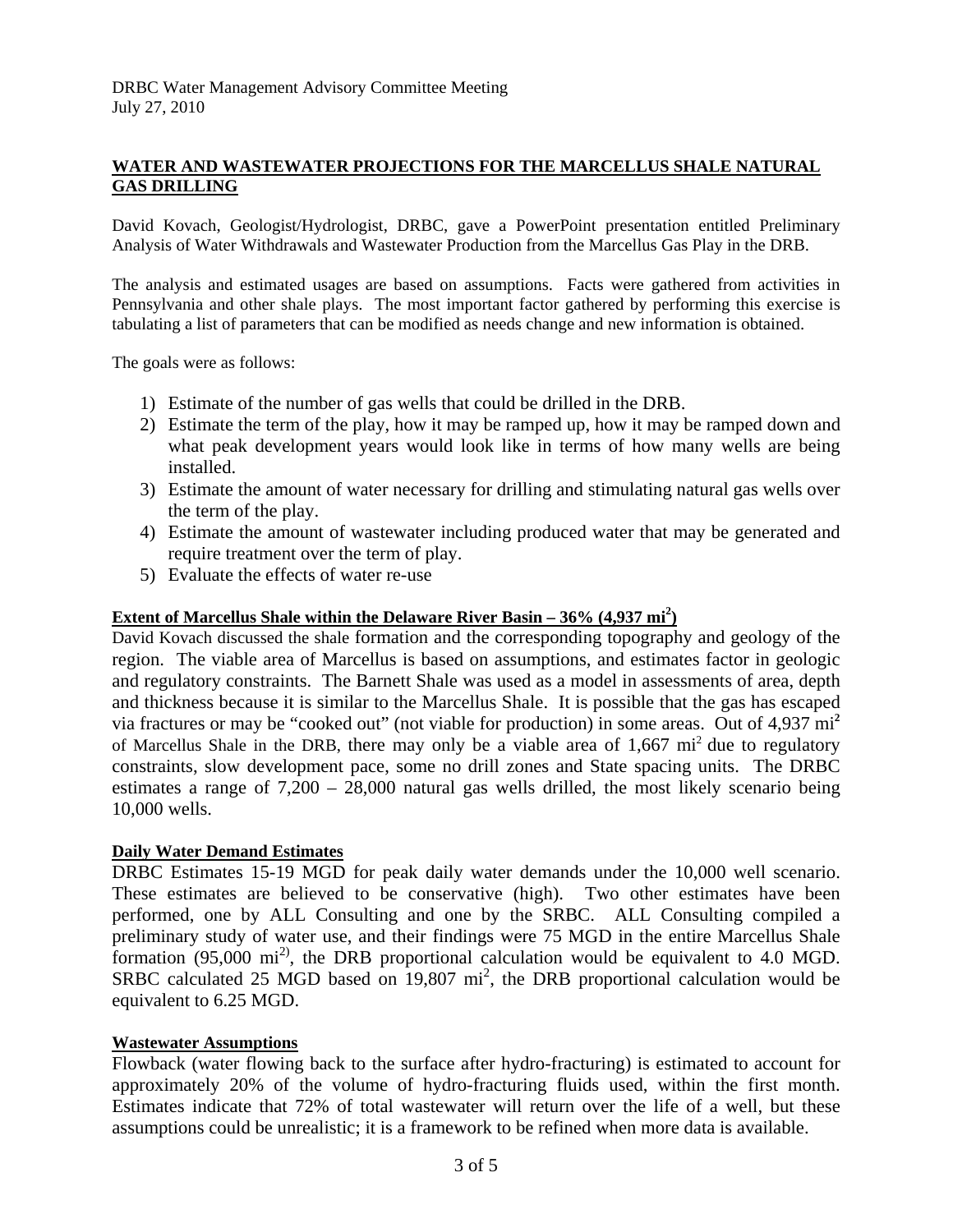DRBC Water Management Advisory Committee Meeting
July 27, 2010

**WATER AND WASTEWATER PROJECTIONS FOR THE MARCELLUS SHALE NATURAL GAS DRILLING**

David Kovach, Geologist/Hydrologist, DRBC, gave a PowerPoint presentation entitled Preliminary Analysis of Water Withdrawals and Wastewater Production from the Marcellus Gas Play in the DRB.

The analysis and estimated usages are based on assumptions. Facts were gathered from activities in Pennsylvania and other shale plays. The most important factor gathered by performing this exercise is tabulating a list of parameters that can be modified as needs change and new information is obtained.

The goals were as follows:

1) Estimate of the number of gas wells that could be drilled in the DRB.
2) Estimate the term of the play, how it may be ramped up, how it may be ramped down and what peak development years would look like in terms of how many wells are being installed.
3) Estimate the amount of water necessary for drilling and stimulating natural gas wells over the term of the play.
4) Estimate the amount of wastewater including produced water that may be generated and require treatment over the term of play.
5) Evaluate the effects of water re-use

**Extent of Marcellus Shale within the Delaware River Basin – 36% (4,937 mi$^2$)**

David Kovach discussed the shale formation and the corresponding topography and geology of the region. The viable area of Marcellus is based on assumptions, and estimates factor in geologic and regulatory constraints. The Barnett Shale was used as a model in assessments of area, depth and thickness because it is similar to the Marcellus Shale. It is possible that the gas has escaped via fractures or may be "cooked out" (not viable for production) in some areas. Out of 4,937 mi$^2$ of Marcellus Shale in the DRB, there may only be a viable area of 1,667 mi$^2$ due to regulatory constraints, slow development pace, some no drill zones and State spacing units. The DRBC estimates a range of 7,200 – 28,000 natural gas wells drilled, the most likely scenario being 10,000 wells.

**Daily Water Demand Estimates**

DRBC Estimates 15-19 MGD for peak daily water demands under the 10,000 well scenario. These estimates are believed to be conservative (high). Two other estimates have been performed, one by ALL Consulting and one by the SRBC. ALL Consulting compiled a preliminary study of water use, and their findings were 75 MGD in the entire Marcellus Shale formation (95,000 mi$^{2)}$, the DRB proportional calculation would be equivalent to 4.0 MGD. SRBC calculated 25 MGD based on 19,807 mi$^2$, the DRB proportional calculation would be equivalent to 6.25 MGD.

**Wastewater Assumptions**

Flowback (water flowing back to the surface after hydro-fracturing) is estimated to account for approximately 20% of the volume of hydro-fracturing fluids used, within the first month. Estimates indicate that 72% of total wastewater will return over the life of a well, but these assumptions could be unrealistic; it is a framework to be refined when more data is available.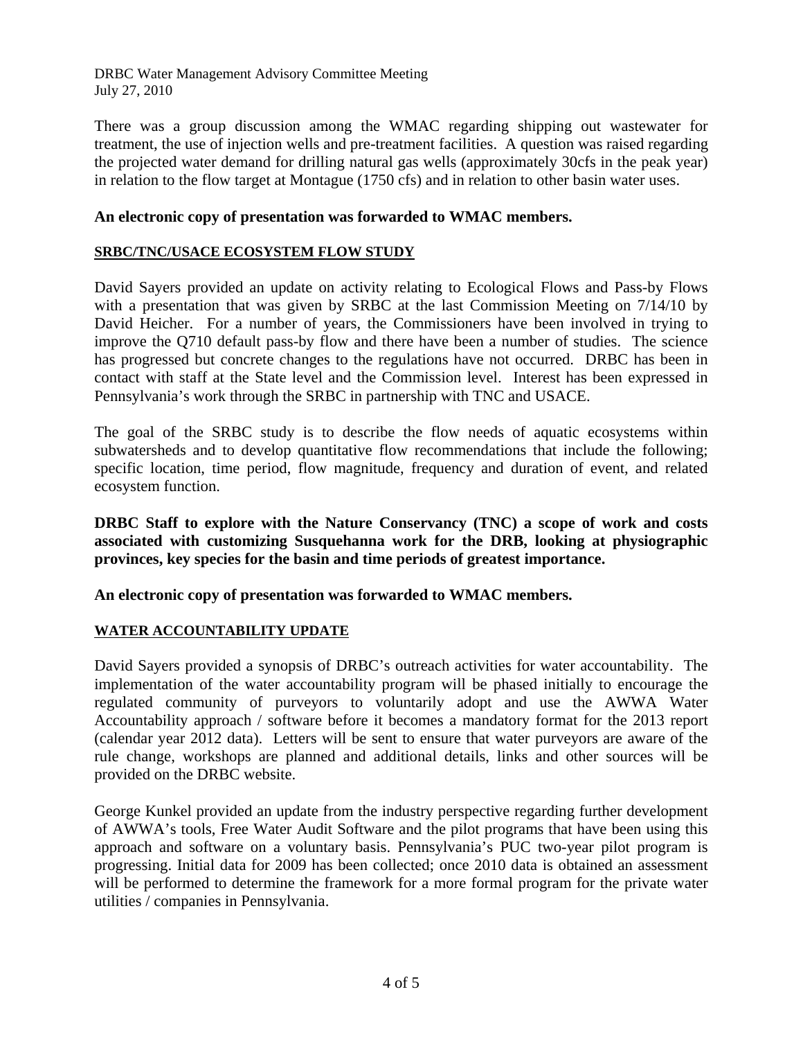There was a group discussion among the WMAC regarding shipping out wastewater for treatment, the use of injection wells and pre-treatment facilities. A question was raised regarding the projected water demand for drilling natural gas wells (approximately 30cfs in the peak year) in relation to the flow target at Montague (1750 cfs) and in relation to other basin water uses.

**An electronic copy of presentation was forwarded to WMAC members.**

## SRBC/TNC/USACE ECOSYSTEM FLOW STUDY

David Sayers provided an update on activity relating to Ecological Flows and Pass-by Flows with a presentation that was given by SRBC at the last Commission Meeting on 7/14/10 by David Heicher. For a number of years, the Commissioners have been involved in trying to improve the Q710 default pass-by flow and there have been a number of studies. The science has progressed but concrete changes to the regulations have not occurred. DRBC has been in contact with staff at the State level and the Commission level. Interest has been expressed in Pennsylvania's work through the SRBC in partnership with TNC and USACE.

The goal of the SRBC study is to describe the flow needs of aquatic ecosystems within subwatersheds and to develop quantitative flow recommendations that include the following; specific location, time period, flow magnitude, frequency and duration of event, and related ecosystem function.

**DRBC Staff to explore with the Nature Conservancy (TNC) a scope of work and costs associated with customizing Susquehanna work for the DRB, looking at physiographic provinces, key species for the basin and time periods of greatest importance.**

**An electronic copy of presentation was forwarded to WMAC members.**

## WATER ACCOUNTABILITY UPDATE

David Sayers provided a synopsis of DRBC's outreach activities for water accountability. The implementation of the water accountability program will be phased initially to encourage the regulated community of purveyors to voluntarily adopt and use the AWWA Water Accountability approach / software before it becomes a mandatory format for the 2013 report (calendar year 2012 data). Letters will be sent to ensure that water purveyors are aware of the rule change, workshops are planned and additional details, links and other sources will be provided on the DRBC website.

George Kunkel provided an update from the industry perspective regarding further development of AWWA's tools, Free Water Audit Software and the pilot programs that have been using this approach and software on a voluntary basis. Pennsylvania's PUC two-year pilot program is progressing. Initial data for 2009 has been collected; once 2010 data is obtained an assessment will be performed to determine the framework for a more formal program for the private water utilities / companies in Pennsylvania.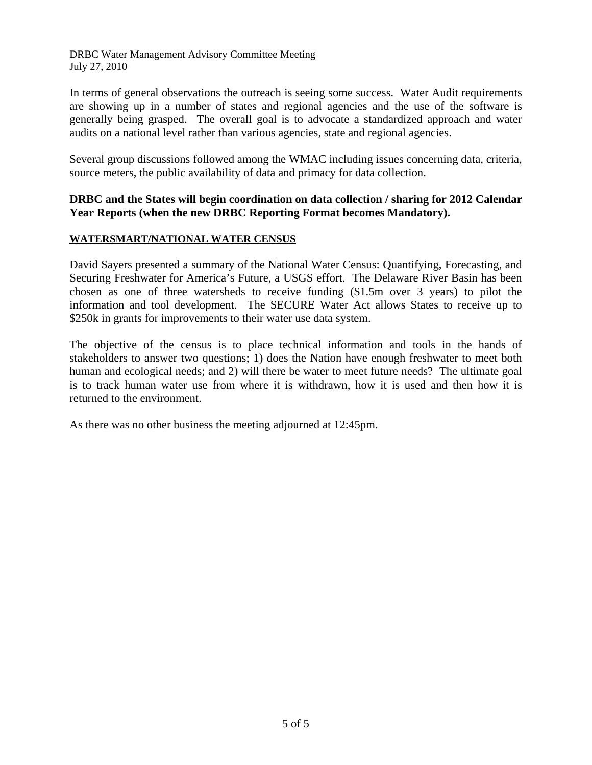In terms of general observations the outreach is seeing some success. Water Audit requirements are showing up in a number of states and regional agencies and the use of the software is generally being grasped. The overall goal is to advocate a standardized approach and water audits on a national level rather than various agencies, state and regional agencies.

Several group discussions followed among the WMAC including issues concerning data, criteria, source meters, the public availability of data and primacy for data collection.

**DRBC and the States will begin coordination on data collection / sharing for 2012 Calendar Year Reports (when the new DRBC Reporting Format becomes Mandatory).**

**WATERSMART/NATIONAL WATER CENSUS**

David Sayers presented a summary of the National Water Census: Quantifying, Forecasting, and Securing Freshwater for America's Future, a USGS effort. The Delaware River Basin has been chosen as one of three watersheds to receive funding ($1.5m over 3 years) to pilot the information and tool development. The SECURE Water Act allows States to receive up to $250k in grants for improvements to their water use data system.

The objective of the census is to place technical information and tools in the hands of stakeholders to answer two questions; 1) does the Nation have enough freshwater to meet both human and ecological needs; and 2) will there be water to meet future needs? The ultimate goal is to track human water use from where it is withdrawn, how it is used and then how it is returned to the environment.

As there was no other business the meeting adjourned at 12:45pm.